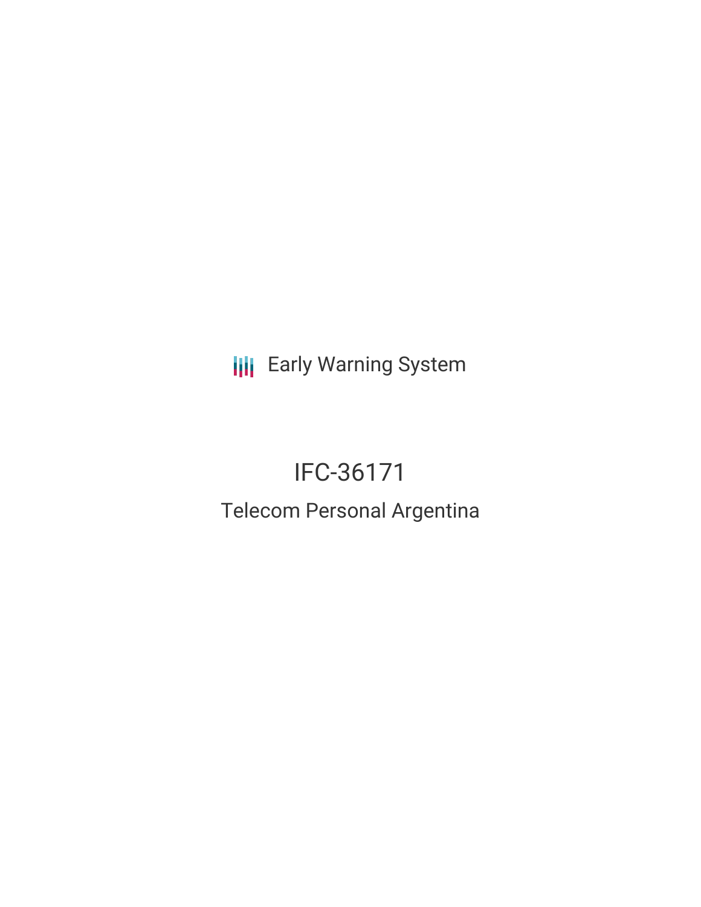Early Warning System

# IFC-36171

## Telecom Personal Argentina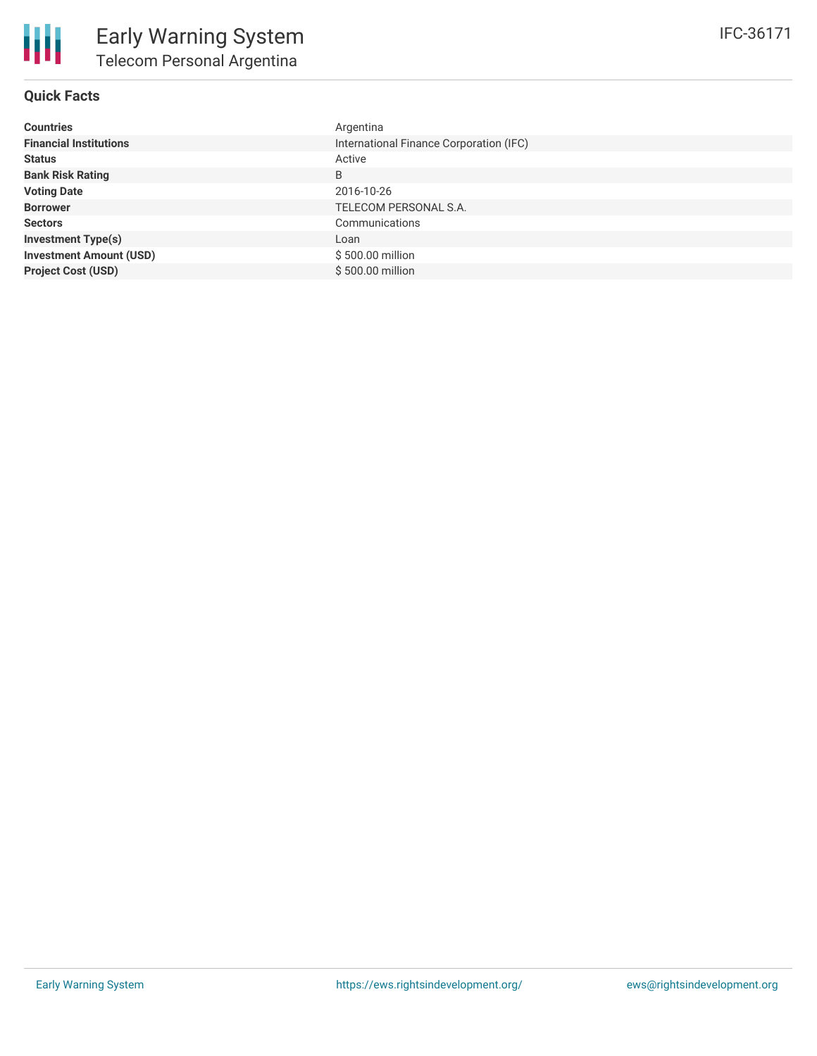# Early Warning System

## Telecom Personal Argentina

IFC-36171

### Quick Facts

| | |
|---|---|
| **Countries** | Argentina |
| **Financial Institutions** | International Finance Corporation (IFC) |
| **Status** | Active |
| **Bank Risk Rating** | B |
| **Voting Date** | 2016-10-26 |
| **Borrower** | TELECOM PERSONAL S.A. |
| **Sectors** | Communications |
| **Investment Type(s)** | Loan |
| **Investment Amount (USD)** | $ 500.00 million |
| **Project Cost (USD)** | $ 500.00 million |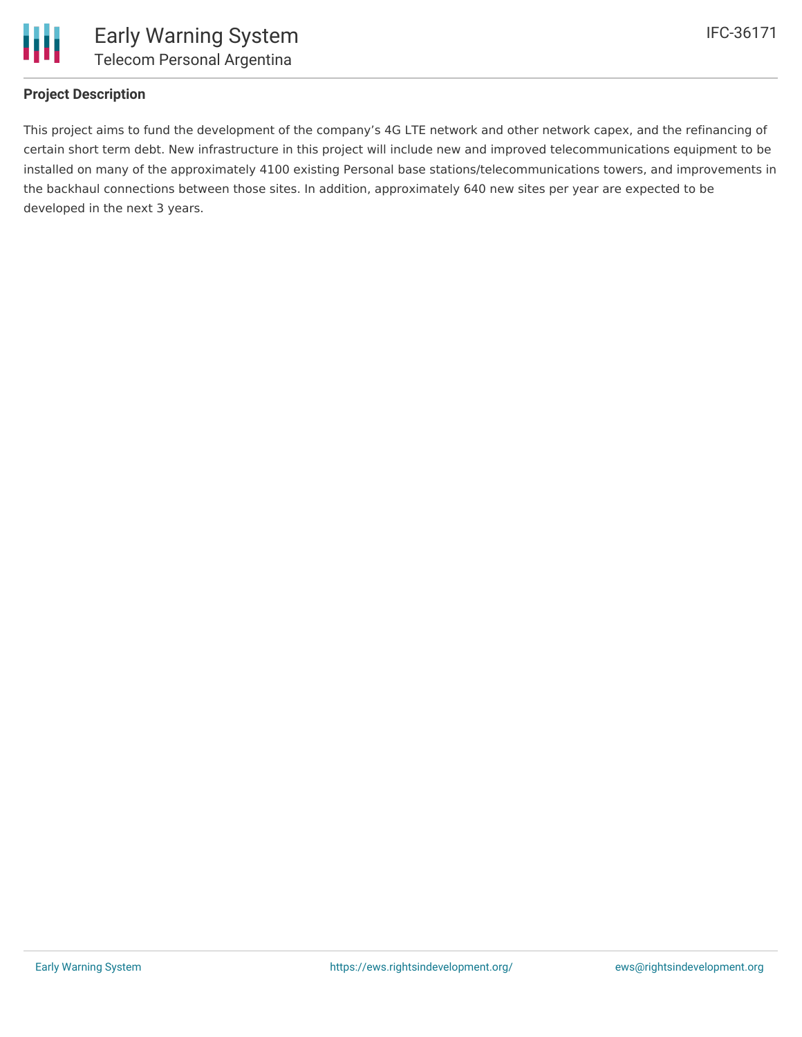## Project Description

This project aims to fund the development of the company’s 4G LTE network and other network capex, and the refinancing of certain short term debt. New infrastructure in this project will include new and improved telecommunications equipment to be installed on many of the approximately 4100 existing Personal base stations/telecommunications towers, and improvements in the backhaul connections between those sites. In addition, approximately 640 new sites per year are expected to be developed in the next 3 years.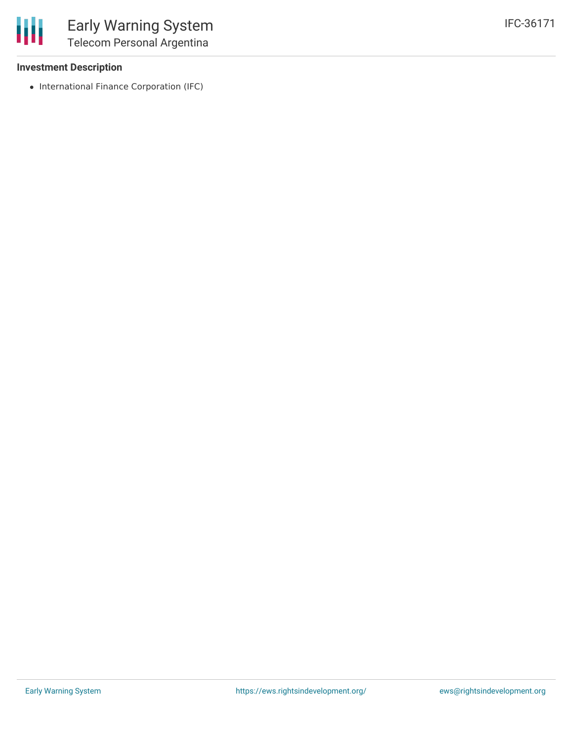**Investment Description**

- International Finance Corporation (IFC)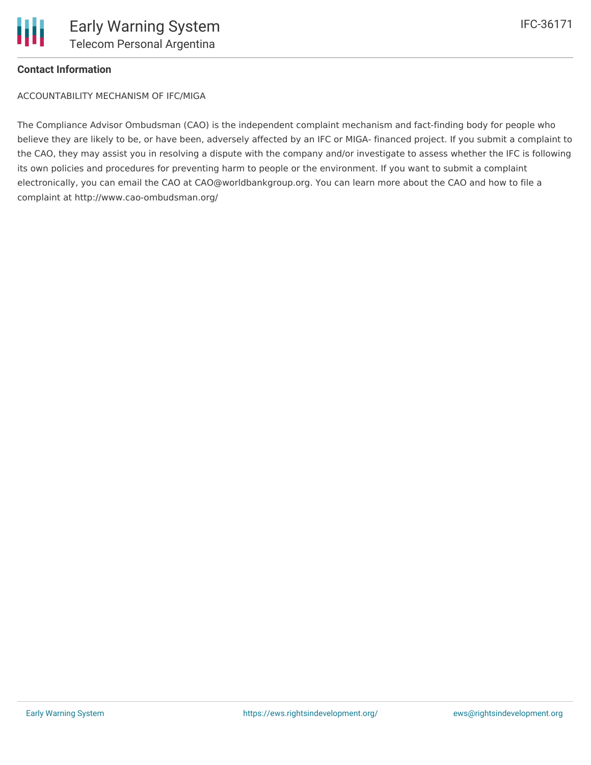**Contact Information**

ACCOUNTABILITY MECHANISM OF IFC/MIGA

The Compliance Advisor Ombudsman (CAO) is the independent complaint mechanism and fact-finding body for people who believe they are likely to be, or have been, adversely affected by an IFC or MIGA- financed project. If you submit a complaint to the CAO, they may assist you in resolving a dispute with the company and/or investigate to assess whether the IFC is following its own policies and procedures for preventing harm to people or the environment. If you want to submit a complaint electronically, you can email the CAO at CAO@worldbankgroup.org. You can learn more about the CAO and how to file a complaint at http://www.cao-ombudsman.org/